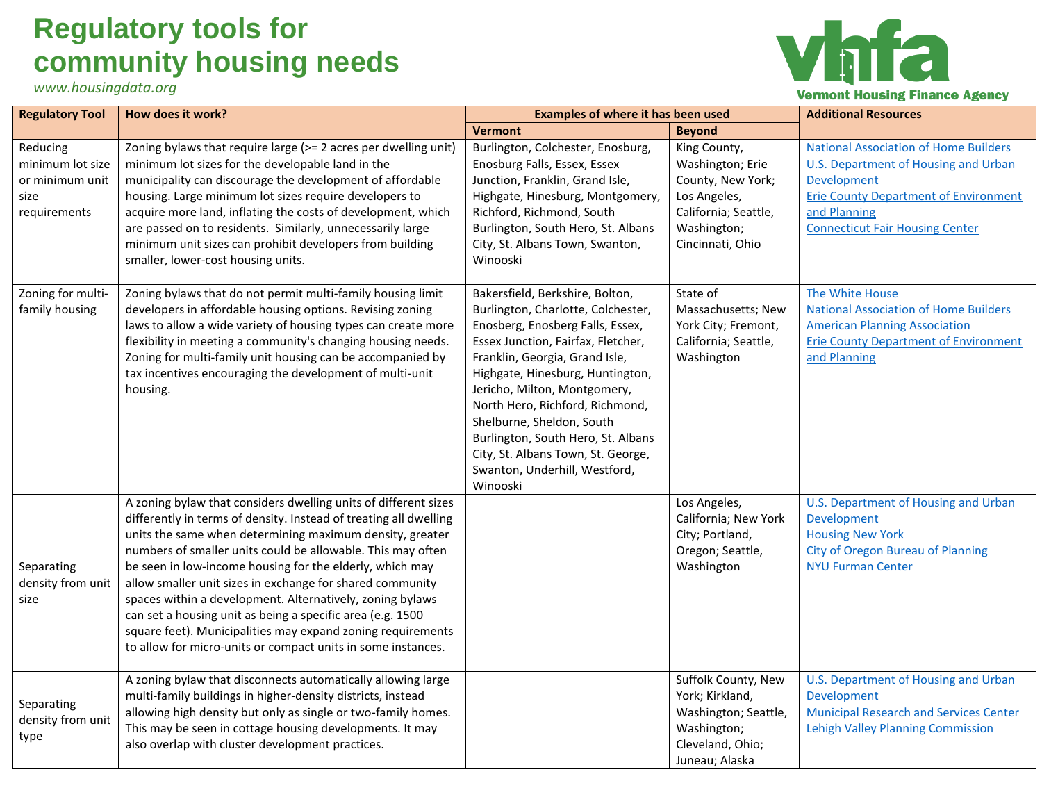# Regulatory tools for community housing needs

*www.housingdata.org*

Vermont Housing Finance Agency

| Regulatory Tool | How does it work? | Examples of where it has been used | | Additional Resources |
|---|---|---|---|---|
| | | Vermont | Beyond | |
| Reducing minimum lot size or minimum unit size requirements | Zoning bylaws that require large (>= 2 acres per dwelling unit) minimum lot sizes for the developable land in the municipality can discourage the development of affordable housing. Large minimum lot sizes require developers to acquire more land, inflating the costs of development, which are passed on to residents. Similarly, unnecessarily large minimum unit sizes can prohibit developers from building smaller, lower-cost housing units. | Burlington, Colchester, Enosburg, Enosburg Falls, Essex, Essex Junction, Franklin, Grand Isle, Highgate, Hinesburg, Montgomery, Richford, Richmond, South Burlington, South Hero, St. Albans City, St. Albans Town, Swanton, Winooski | King County, Washington; Erie County, New York; Los Angeles, California; Seattle, Washington; Cincinnati, Ohio | National Association of Home Builders<br>U.S. Department of Housing and Urban Development<br>Erie County Department of Environment and Planning<br>Connecticut Fair Housing Center |
| Zoning for multi-family housing | Zoning bylaws that do not permit multi-family housing limit developers in affordable housing options. Revising zoning laws to allow a wide variety of housing types can create more flexibility in meeting a community's changing housing needs. Zoning for multi-family unit housing can be accompanied by tax incentives encouraging the development of multi-unit housing. | Bakersfield, Berkshire, Bolton, Burlington, Charlotte, Colchester, Enosberg, Enosberg Falls, Essex, Essex Junction, Fairfax, Fletcher, Franklin, Georgia, Grand Isle, Highgate, Hinesburg, Huntington, Jericho, Milton, Montgomery, North Hero, Richford, Richmond, Shelburne, Sheldon, South Burlington, South Hero, St. Albans City, St. Albans Town, St. George, Swanton, Underhill, Westford, Winooski | State of Massachusetts; New York City; Fremont, California; Seattle, Washington | The White House<br>National Association of Home Builders<br>American Planning Association<br>Erie County Department of Environment and Planning |
| Separating density from unit size | A zoning bylaw that considers dwelling units of different sizes differently in terms of density. Instead of treating all dwelling units the same when determining maximum density, greater numbers of smaller units could be allowable. This may often be seen in low-income housing for the elderly, which may allow smaller unit sizes in exchange for shared community spaces within a development. Alternatively, zoning bylaws can set a housing unit as being a specific area (e.g. 1500 square feet). Municipalities may expand zoning requirements to allow for micro-units or compact units in some instances. | | Los Angeles, California; New York City; Portland, Oregon; Seattle, Washington | U.S. Department of Housing and Urban Development<br>Housing New York<br>City of Oregon Bureau of Planning<br>NYU Furman Center |
| Separating density from unit type | A zoning bylaw that disconnects automatically allowing large multi-family buildings in higher-density districts, instead allowing high density but only as single or two-family homes. This may be seen in cottage housing developments. It may also overlap with cluster development practices. | | Suffolk County, New York; Kirkland, Washington; Seattle, Washington; Cleveland, Ohio; Juneau; Alaska | U.S. Department of Housing and Urban Development<br>Municipal Research and Services Center<br>Lehigh Valley Planning Commission |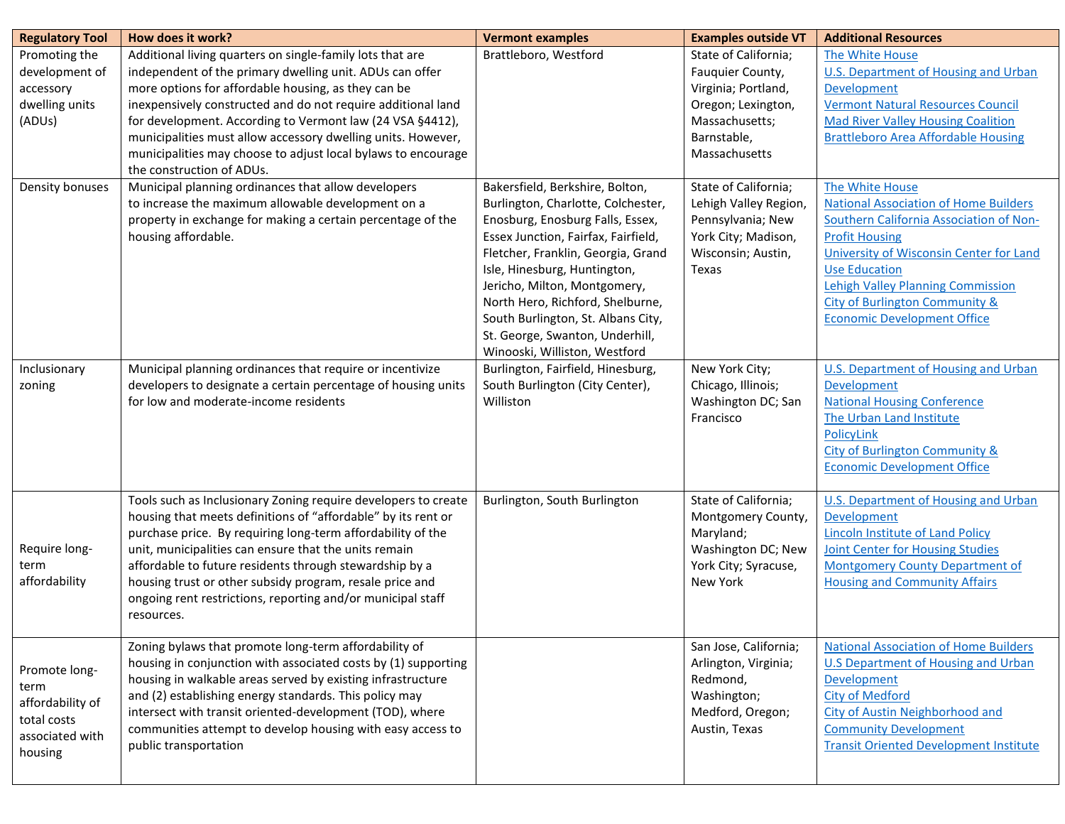| Regulatory Tool | How does it work? | Vermont examples | Examples outside VT | Additional Resources |
|---|---|---|---|---|
| Promoting the development of accessory dwelling units (ADUs) | Additional living quarters on single-family lots that are independent of the primary dwelling unit. ADUs can offer more options for affordable housing, as they can be inexpensively constructed and do not require additional land for development. According to Vermont law (24 VSA §4412), municipalities must allow accessory dwelling units. However, municipalities may choose to adjust local bylaws to encourage the construction of ADUs. | Brattleboro, Westford | State of California; Fauquier County, Virginia; Portland, Oregon; Lexington, Massachusetts; Barnstable, Massachusetts | The White House<br>U.S. Department of Housing and Urban Development<br>Vermont Natural Resources Council<br>Mad River Valley Housing Coalition<br>Brattleboro Area Affordable Housing |
| Density bonuses | Municipal planning ordinances that allow developers to increase the maximum allowable development on a property in exchange for making a certain percentage of the housing affordable. | Bakersfield, Berkshire, Bolton, Burlington, Charlotte, Colchester, Enosburg, Enosburg Falls, Essex, Essex Junction, Fairfax, Fairfield, Fletcher, Franklin, Georgia, Grand Isle, Hinesburg, Huntington, Jericho, Milton, Montgomery, North Hero, Richford, Shelburne, South Burlington, St. Albans City, St. George, Swanton, Underhill, Winooski, Williston, Westford | State of California; Lehigh Valley Region, Pennsylvania; New York City; Madison, Wisconsin; Austin, Texas | The White House<br>National Association of Home Builders<br>Southern California Association of Non-Profit Housing<br>University of Wisconsin Center for Land Use Education<br>Lehigh Valley Planning Commission<br>City of Burlington Community & Economic Development Office |
| Inclusionary zoning | Municipal planning ordinances that require or incentivize developers to designate a certain percentage of housing units for low and moderate-income residents | Burlington, Fairfield, Hinesburg, South Burlington (City Center), Williston | New York City; Chicago, Illinois; Washington DC; San Francisco | U.S. Department of Housing and Urban Development<br>National Housing Conference<br>The Urban Land Institute<br>PolicyLink<br>City of Burlington Community & Economic Development Office |
| Require long-term affordability | Tools such as Inclusionary Zoning require developers to create housing that meets definitions of "affordable" by its rent or purchase price. By requiring long-term affordability of the unit, municipalities can ensure that the units remain affordable to future residents through stewardship by a housing trust or other subsidy program, resale price and ongoing rent restrictions, reporting and/or municipal staff resources. | Burlington, South Burlington | State of California; Montgomery County, Maryland; Washington DC; New York City; Syracuse, New York | U.S. Department of Housing and Urban Development<br>Lincoln Institute of Land Policy<br>Joint Center for Housing Studies<br>Montgomery County Department of Housing and Community Affairs |
| Promote long-term affordability of total costs associated with housing | Zoning bylaws that promote long-term affordability of housing in conjunction with associated costs by (1) supporting housing in walkable areas served by existing infrastructure and (2) establishing energy standards. This policy may intersect with transit oriented-development (TOD), where communities attempt to develop housing with easy access to public transportation | | San Jose, California; Arlington, Virginia; Redmond, Washington; Medford, Oregon; Austin, Texas | National Association of Home Builders<br>U.S Department of Housing and Urban Development<br>City of Medford<br>City of Austin Neighborhood and Community Development<br>Transit Oriented Development Institute |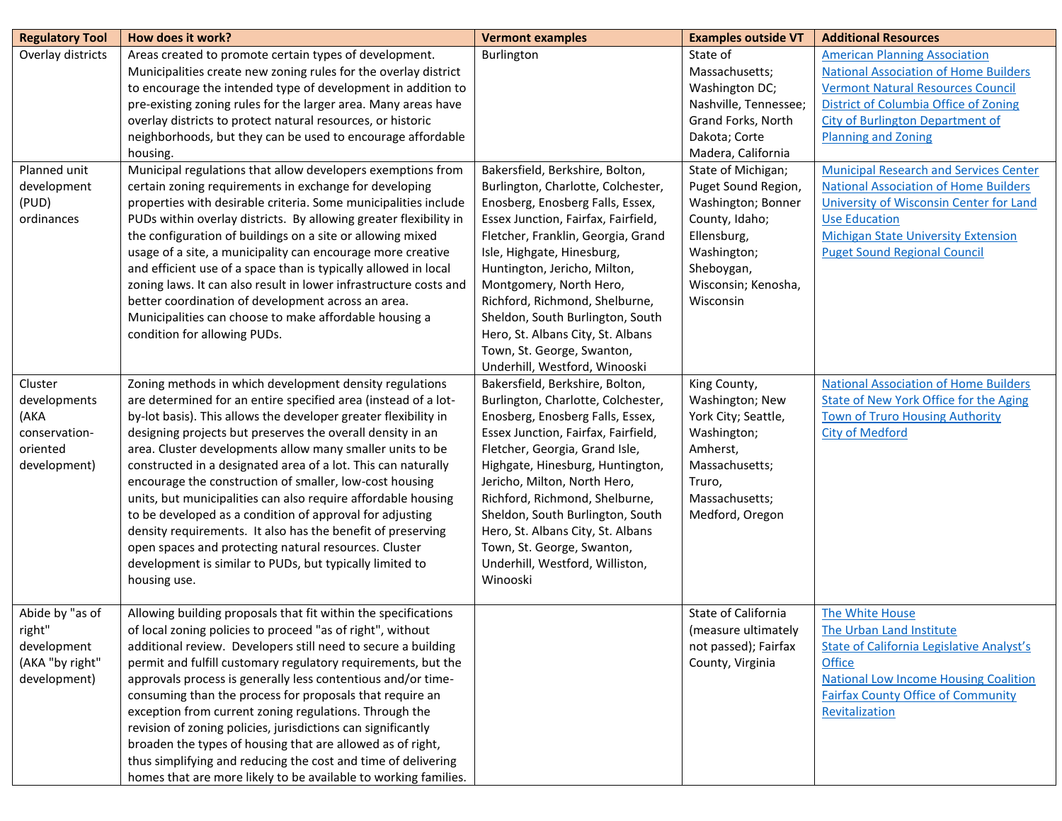| Regulatory Tool | How does it work? | Vermont examples | Examples outside VT | Additional Resources |
|---|---|---|---|---|
| Overlay districts | Areas created to promote certain types of development. Municipalities create new zoning rules for the overlay district to encourage the intended type of development in addition to pre-existing zoning rules for the larger area. Many areas have overlay districts to protect natural resources, or historic neighborhoods, but they can be used to encourage affordable housing. | Burlington | State of Massachusetts; Washington DC; Nashville, Tennessee; Grand Forks, North Dakota; Corte Madera, California | American Planning Association<br>National Association of Home Builders<br>Vermont Natural Resources Council<br>District of Columbia Office of Zoning<br>City of Burlington Department of Planning and Zoning |
| Planned unit development (PUD) ordinances | Municipal regulations that allow developers exemptions from certain zoning requirements in exchange for developing properties with desirable criteria. Some municipalities include PUDs within overlay districts. By allowing greater flexibility in the configuration of buildings on a site or allowing mixed usage of a site, a municipality can encourage more creative and efficient use of a space than is typically allowed in local zoning laws. It can also result in lower infrastructure costs and better coordination of development across an area. Municipalities can choose to make affordable housing a condition for allowing PUDs. | Bakersfield, Berkshire, Bolton, Burlington, Charlotte, Colchester, Enosberg, Enosberg Falls, Essex, Essex Junction, Fairfax, Fairfield, Fletcher, Franklin, Georgia, Grand Isle, Highgate, Hinesburg, Huntington, Jericho, Milton, Montgomery, North Hero, Richford, Richmond, Shelburne, Sheldon, South Burlington, South Hero, St. Albans City, St. Albans Town, St. George, Swanton, Underhill, Westford, Winooski | State of Michigan; Puget Sound Region, Washington; Bonner County, Idaho; Ellensburg, Washington; Sheboygan, Wisconsin; Kenosha, Wisconsin | Municipal Research and Services Center<br>National Association of Home Builders<br>University of Wisconsin Center for Land Use Education<br>Michigan State University Extension<br>Puget Sound Regional Council |
| Cluster developments (AKA conservation-oriented development) | Zoning methods in which development density regulations are determined for an entire specified area (instead of a lot-by-lot basis). This allows the developer greater flexibility in designing projects but preserves the overall density in an area. Cluster developments allow many smaller units to be constructed in a designated area of a lot. This can naturally encourage the construction of smaller, low-cost housing units, but municipalities can also require affordable housing to be developed as a condition of approval for adjusting density requirements. It also has the benefit of preserving open spaces and protecting natural resources. Cluster development is similar to PUDs, but typically limited to housing use. | Bakersfield, Berkshire, Bolton, Burlington, Charlotte, Colchester, Enosberg, Enosberg Falls, Essex, Essex Junction, Fairfax, Fairfield, Fletcher, Georgia, Grand Isle, Highgate, Hinesburg, Huntington, Jericho, Milton, North Hero, Richford, Richmond, Shelburne, Sheldon, South Burlington, South Hero, St. Albans City, St. Albans Town, St. George, Swanton, Underhill, Westford, Williston, Winooski | King County, Washington; New York City; Seattle, Washington; Amherst, Massachusetts; Truro, Massachusetts; Medford, Oregon | National Association of Home Builders<br>State of New York Office for the Aging<br>Town of Truro Housing Authority<br>City of Medford |
| Abide by "as of right" development (AKA "by right" development) | Allowing building proposals that fit within the specifications of local zoning policies to proceed "as of right", without additional review. Developers still need to secure a building permit and fulfill customary regulatory requirements, but the approvals process is generally less contentious and/or time-consuming than the process for proposals that require an exception from current zoning regulations. Through the revision of zoning policies, jurisdictions can significantly broaden the types of housing that are allowed as of right, thus simplifying and reducing the cost and time of delivering homes that are more likely to be available to working families. | | State of California (measure ultimately not passed); Fairfax County, Virginia | The White House<br>The Urban Land Institute<br>State of California Legislative Analyst's Office<br>National Low Income Housing Coalition<br>Fairfax County Office of Community Revitalization |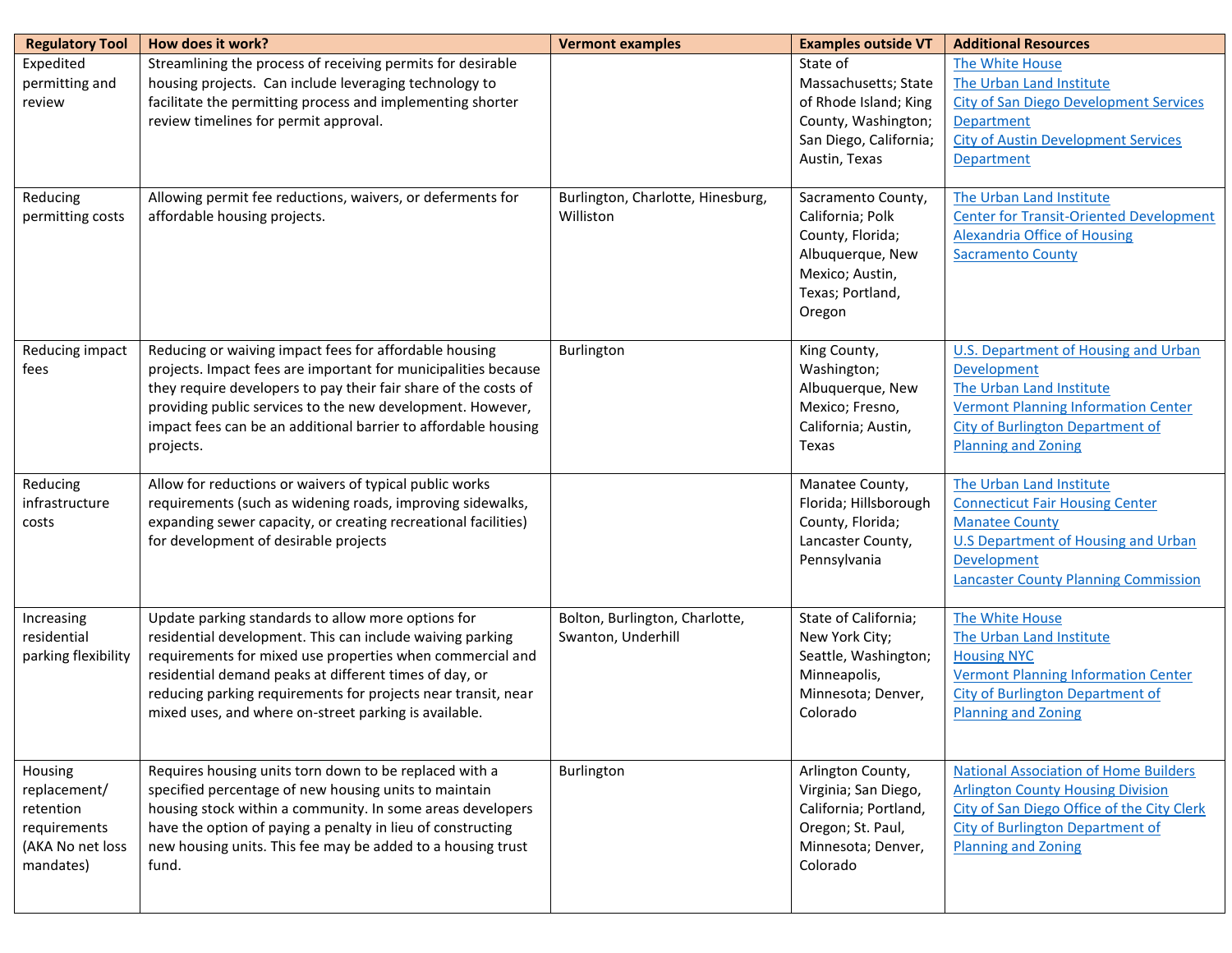| Regulatory Tool | How does it work? | Vermont examples | Examples outside VT | Additional Resources |
|---|---|---|---|---|
| Expedited permitting and review | Streamlining the process of receiving permits for desirable housing projects. Can include leveraging technology to facilitate the permitting process and implementing shorter review timelines for permit approval. | | State of Massachusetts; State of Rhode Island; King County, Washington; San Diego, California; Austin, Texas | The White House<br>The Urban Land Institute<br>City of San Diego Development Services Department<br>City of Austin Development Services Department |
| Reducing permitting costs | Allowing permit fee reductions, waivers, or deferments for affordable housing projects. | Burlington, Charlotte, Hinesburg, Williston | Sacramento County, California; Polk County, Florida; Albuquerque, New Mexico; Austin, Texas; Portland, Oregon | The Urban Land Institute<br>Center for Transit-Oriented Development<br>Alexandria Office of Housing<br>Sacramento County |
| Reducing impact fees | Reducing or waiving impact fees for affordable housing projects. Impact fees are important for municipalities because they require developers to pay their fair share of the costs of providing public services to the new development. However, impact fees can be an additional barrier to affordable housing projects. | Burlington | King County, Washington; Albuquerque, New Mexico; Fresno, California; Austin, Texas | U.S. Department of Housing and Urban Development<br>The Urban Land Institute<br>Vermont Planning Information Center<br>City of Burlington Department of Planning and Zoning |
| Reducing infrastructure costs | Allow for reductions or waivers of typical public works requirements (such as widening roads, improving sidewalks, expanding sewer capacity, or creating recreational facilities) for development of desirable projects | | Manatee County, Florida; Hillsborough County, Florida; Lancaster County, Pennsylvania | The Urban Land Institute<br>Connecticut Fair Housing Center<br>Manatee County<br>U.S Department of Housing and Urban Development<br>Lancaster County Planning Commission |
| Increasing residential parking flexibility | Update parking standards to allow more options for residential development. This can include waiving parking requirements for mixed use properties when commercial and residential demand peaks at different times of day, or reducing parking requirements for projects near transit, near mixed uses, and where on-street parking is available. | Bolton, Burlington, Charlotte, Swanton, Underhill | State of California; New York City; Seattle, Washington; Minneapolis, Minnesota; Denver, Colorado | The White House<br>The Urban Land Institute<br>Housing NYC<br>Vermont Planning Information Center<br>City of Burlington Department of Planning and Zoning |
| Housing replacement/ retention requirements (AKA No net loss mandates) | Requires housing units torn down to be replaced with a specified percentage of new housing units to maintain housing stock within a community. In some areas developers have the option of paying a penalty in lieu of constructing new housing units. This fee may be added to a housing trust fund. | Burlington | Arlington County, Virginia; San Diego, California; Portland, Oregon; St. Paul, Minnesota; Denver, Colorado | National Association of Home Builders<br>Arlington County Housing Division<br>City of San Diego Office of the City Clerk<br>City of Burlington Department of Planning and Zoning |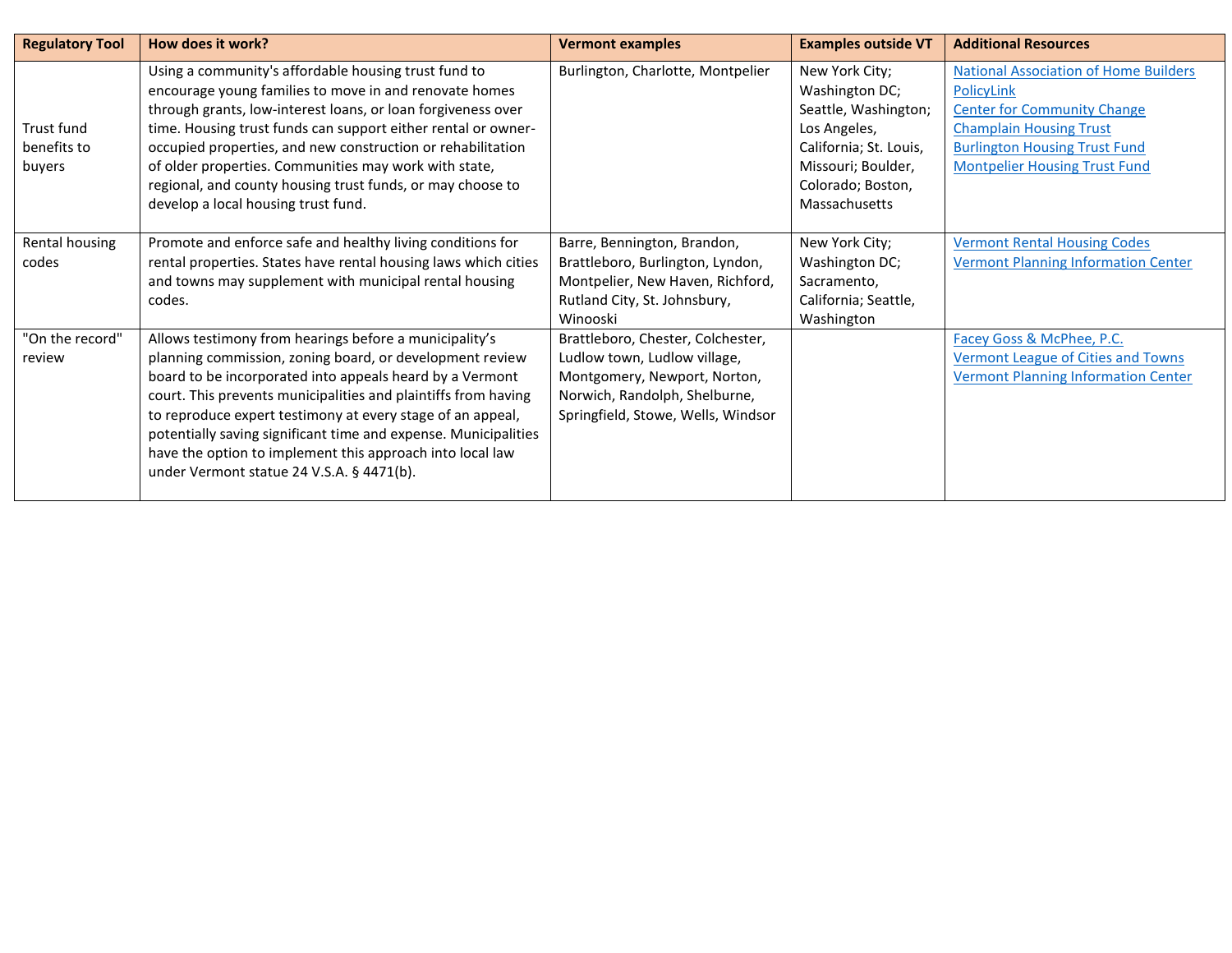| Regulatory Tool | How does it work? | Vermont examples | Examples outside VT | Additional Resources |
|---|---|---|---|---|
| Trust fund benefits to buyers | Using a community's affordable housing trust fund to encourage young families to move in and renovate homes through grants, low-interest loans, or loan forgiveness over time. Housing trust funds can support either rental or owner-occupied properties, and new construction or rehabilitation of older properties. Communities may work with state, regional, and county housing trust funds, or may choose to develop a local housing trust fund. | Burlington, Charlotte, Montpelier | New York City; Washington DC; Seattle, Washington; Los Angeles, California; St. Louis, Missouri; Boulder, Colorado; Boston, Massachusetts | National Association of Home Builders<br>PolicyLink<br>Center for Community Change<br>Champlain Housing Trust<br>Burlington Housing Trust Fund<br>Montpelier Housing Trust Fund |
| Rental housing codes | Promote and enforce safe and healthy living conditions for rental properties. States have rental housing laws which cities and towns may supplement with municipal rental housing codes. | Barre, Bennington, Brandon, Brattleboro, Burlington, Lyndon, Montpelier, New Haven, Richford, Rutland City, St. Johnsbury, Winooski | New York City; Washington DC; Sacramento, California; Seattle, Washington | Vermont Rental Housing Codes<br>Vermont Planning Information Center |
| "On the record" review | Allows testimony from hearings before a municipality's planning commission, zoning board, or development review board to be incorporated into appeals heard by a Vermont court. This prevents municipalities and plaintiffs from having to reproduce expert testimony at every stage of an appeal, potentially saving significant time and expense. Municipalities have the option to implement this approach into local law under Vermont statue 24 V.S.A. § 4471(b). | Brattleboro, Chester, Colchester, Ludlow town, Ludlow village, Montgomery, Newport, Norton, Norwich, Randolph, Shelburne, Springfield, Stowe, Wells, Windsor | | Facey Goss & McPhee, P.C.<br>Vermont League of Cities and Towns<br>Vermont Planning Information Center |